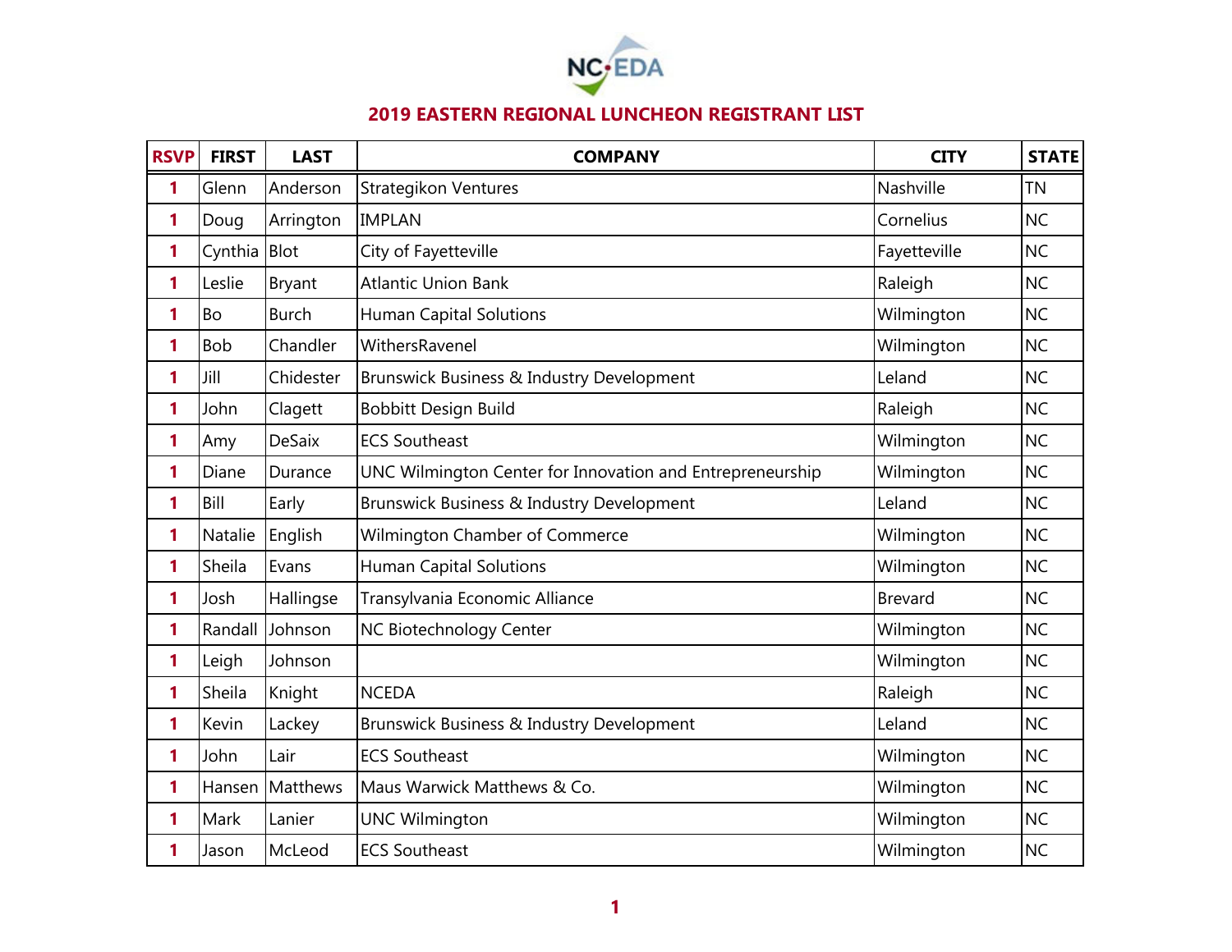# 2019 EASTERN REGIONAL LUNCHEON REGISTRANT LIST

| RSVP | FIRST | LAST | COMPANY | CITY | STATE |
|---|---|---|---|---|---|
| 1 | Glenn | Anderson | Strategikon Ventures | Nashville | TN |
| 1 | Doug | Arrington | IMPLAN | Cornelius | NC |
| 1 | Cynthia | Blot | City of Fayetteville | Fayetteville | NC |
| 1 | Leslie | Bryant | Atlantic Union Bank | Raleigh | NC |
| 1 | Bo | Burch | Human Capital Solutions | Wilmington | NC |
| 1 | Bob | Chandler | WithersRavenel | Wilmington | NC |
| 1 | Jill | Chidester | Brunswick Business & Industry Development | Leland | NC |
| 1 | John | Clagett | Bobbitt Design Build | Raleigh | NC |
| 1 | Amy | DeSaix | ECS Southeast | Wilmington | NC |
| 1 | Diane | Durance | UNC Wilmington Center for Innovation and Entrepreneurship | Wilmington | NC |
| 1 | Bill | Early | Brunswick Business & Industry Development | Leland | NC |
| 1 | Natalie | English | Wilmington Chamber of Commerce | Wilmington | NC |
| 1 | Sheila | Evans | Human Capital Solutions | Wilmington | NC |
| 1 | Josh | Hallingse | Transylvania Economic Alliance | Brevard | NC |
| 1 | Randall | Johnson | NC Biotechnology Center | Wilmington | NC |
| 1 | Leigh | Johnson | | Wilmington | NC |
| 1 | Sheila | Knight | NCEDA | Raleigh | NC |
| 1 | Kevin | Lackey | Brunswick Business & Industry Development | Leland | NC |
| 1 | John | Lair | ECS Southeast | Wilmington | NC |
| 1 | Hansen | Matthews | Maus Warwick Matthews & Co. | Wilmington | NC |
| 1 | Mark | Lanier | UNC Wilmington | Wilmington | NC |
| 1 | Jason | McLeod | ECS Southeast | Wilmington | NC |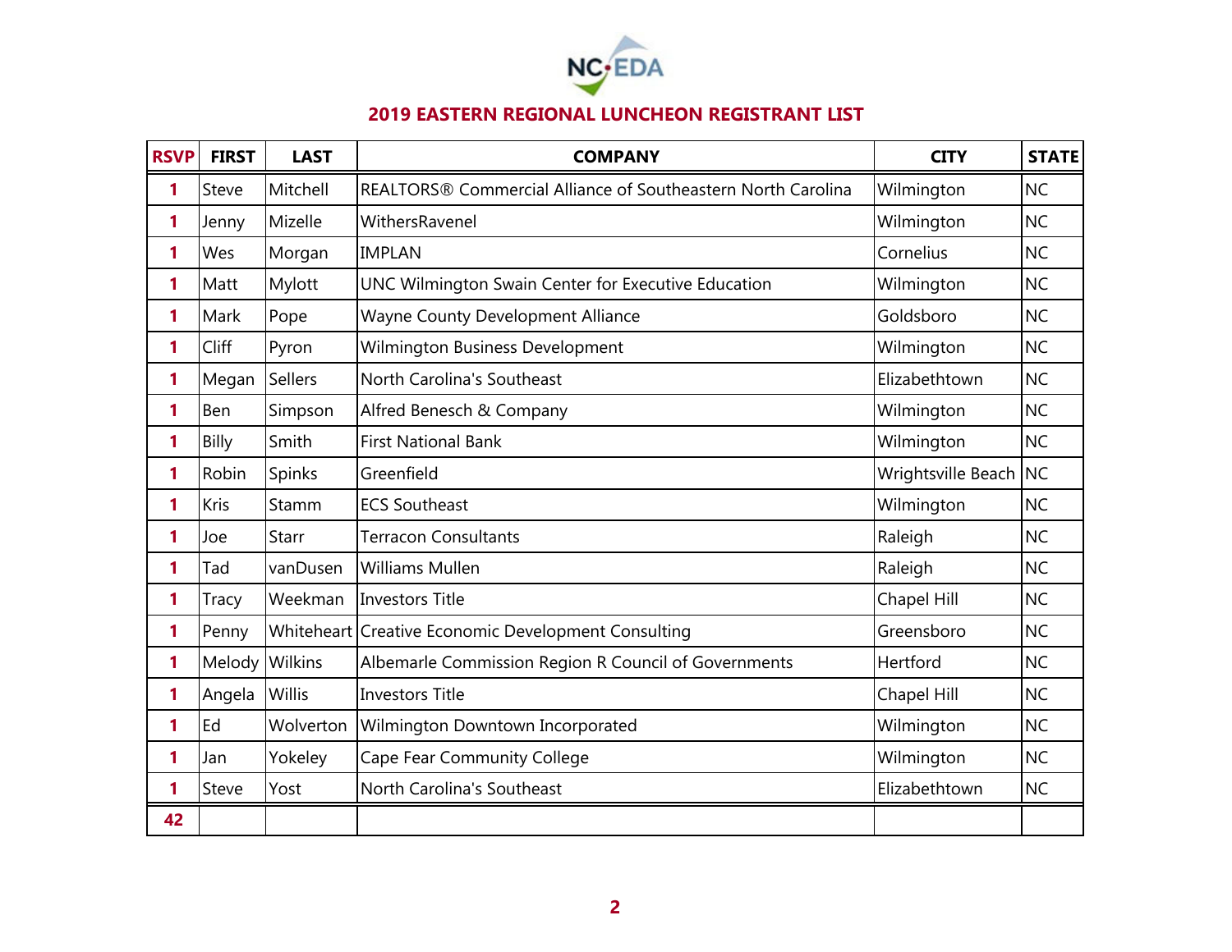## 2019 EASTERN REGIONAL LUNCHEON REGISTRANT LIST

| RSVP | FIRST | LAST | COMPANY | CITY | STATE |
|---|---|---|---|---|---|
| 1 | Steve | Mitchell | REALTORS® Commercial Alliance of Southeastern North Carolina | Wilmington | NC |
| 1 | Jenny | Mizelle | WithersRavenel | Wilmington | NC |
| 1 | Wes | Morgan | IMPLAN | Cornelius | NC |
| 1 | Matt | Mylott | UNC Wilmington Swain Center for Executive Education | Wilmington | NC |
| 1 | Mark | Pope | Wayne County Development Alliance | Goldsboro | NC |
| 1 | Cliff | Pyron | Wilmington Business Development | Wilmington | NC |
| 1 | Megan | Sellers | North Carolina's Southeast | Elizabethtown | NC |
| 1 | Ben | Simpson | Alfred Benesch & Company | Wilmington | NC |
| 1 | Billy | Smith | First National Bank | Wilmington | NC |
| 1 | Robin | Spinks | Greenfield | Wrightsville Beach | NC |
| 1 | Kris | Stamm | ECS Southeast | Wilmington | NC |
| 1 | Joe | Starr | Terracon Consultants | Raleigh | NC |
| 1 | Tad | vanDusen | Williams Mullen | Raleigh | NC |
| 1 | Tracy | Weekman | Investors Title | Chapel Hill | NC |
| 1 | Penny | Whiteheart | Creative Economic Development Consulting | Greensboro | NC |
| 1 | Melody | Wilkins | Albemarle Commission Region R Council of Governments | Hertford | NC |
| 1 | Angela | Willis | Investors Title | Chapel Hill | NC |
| 1 | Ed | Wolverton | Wilmington Downtown Incorporated | Wilmington | NC |
| 1 | Jan | Yokeley | Cape Fear Community College | Wilmington | NC |
| 1 | Steve | Yost | North Carolina's Southeast | Elizabethtown | NC |
| 42 | | | | | |